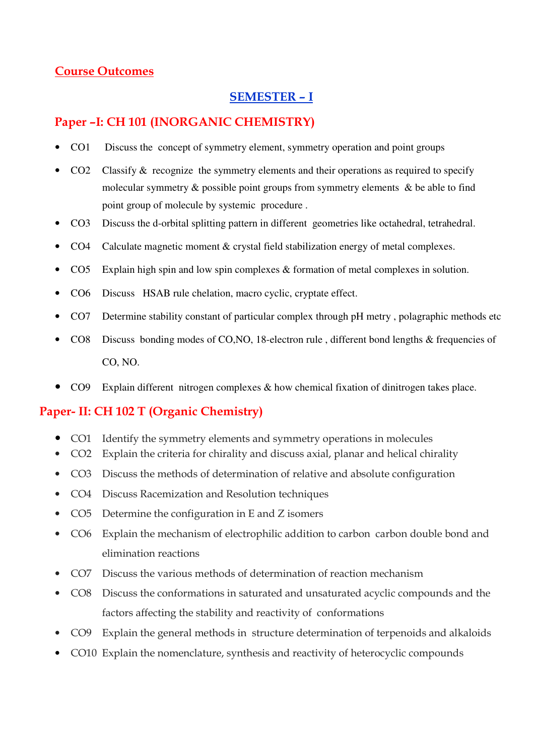# Course Outcomes

## SEMESTER – I

### Paper –I: CH 101 (INORGANIC CHEMISTRY)

- CO1 Discuss the concept of symmetry element, symmetry operation and point groups
- CO2 Classify & recognize the symmetry elements and their operations as required to specify molecular symmetry & possible point groups from symmetry elements & be able to find point group of molecule by systemic procedure .
- CO3 Discuss the d-orbital splitting pattern in different geometries like octahedral, tetrahedral.
- CO4 Calculate magnetic moment & crystal field stabilization energy of metal complexes.
- CO5 Explain high spin and low spin complexes & formation of metal complexes in solution.
- CO6 Discuss HSAB rule chelation, macro cyclic, cryptate effect.
- CO7 Determine stability constant of particular complex through pH metry , polagraphic methods etc
- CO8 Discuss bonding modes of CO,NO, 18-electron rule , different bond lengths & frequencies of CO, NO.
- CO9 Explain different nitrogen complexes & how chemical fixation of dinitrogen takes place.

### Paper- II: CH 102 T (Organic Chemistry)

- CO1 Identify the symmetry elements and symmetry operations in molecules
- CO2 Explain the criteria for chirality and discuss axial, planar and helical chirality
- CO3 Discuss the methods of determination of relative and absolute configuration
- CO4 Discuss Racemization and Resolution techniques
- CO5 Determine the configuration in E and Z isomers
- CO6 Explain the mechanism of electrophilic addition to carbon carbon double bond and elimination reactions
- CO7 Discuss the various methods of determination of reaction mechanism
- CO8 Discuss the conformations in saturated and unsaturated acyclic compounds and the factors affecting the stability and reactivity of conformations
- CO9 Explain the general methods in structure determination of terpenoids and alkaloids
- CO10 Explain the nomenclature, synthesis and reactivity of heterocyclic compounds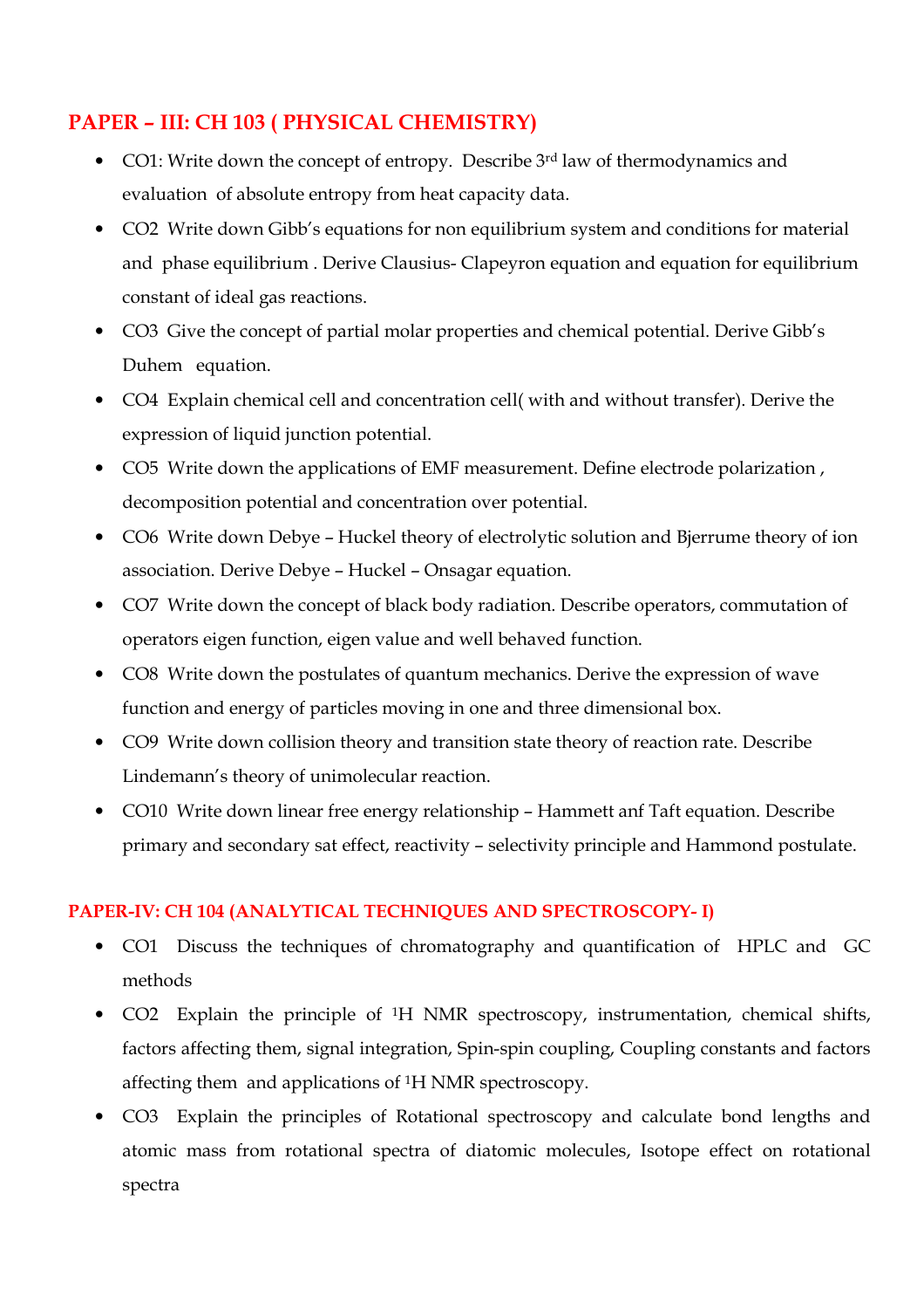## PAPER – III: CH 103 ( PHYSICAL CHEMISTRY)

- CO1: Write down the concept of entropy. Describe 3$^{rd}$ law of thermodynamics and evaluation of absolute entropy from heat capacity data.
- CO2 Write down Gibb's equations for non equilibrium system and conditions for material and phase equilibrium . Derive Clausius- Clapeyron equation and equation for equilibrium constant of ideal gas reactions.
- CO3 Give the concept of partial molar properties and chemical potential. Derive Gibb's Duhem equation.
- CO4 Explain chemical cell and concentration cell( with and without transfer). Derive the expression of liquid junction potential.
- CO5 Write down the applications of EMF measurement. Define electrode polarization , decomposition potential and concentration over potential.
- CO6 Write down Debye – Huckel theory of electrolytic solution and Bjerrume theory of ion association. Derive Debye – Huckel – Onsagar equation.
- CO7 Write down the concept of black body radiation. Describe operators, commutation of operators eigen function, eigen value and well behaved function.
- CO8 Write down the postulates of quantum mechanics. Derive the expression of wave function and energy of particles moving in one and three dimensional box.
- CO9 Write down collision theory and transition state theory of reaction rate. Describe Lindemann's theory of unimolecular reaction.
- CO10 Write down linear free energy relationship – Hammett anf Taft equation. Describe primary and secondary sat effect, reactivity – selectivity principle and Hammond postulate.

### PAPER-IV: CH 104 (ANALYTICAL TECHNIQUES AND SPECTROSCOPY- I)

- CO1 Discuss the techniques of chromatography and quantification of HPLC and GC methods
- CO2 Explain the principle of $^{1}H$ NMR spectroscopy, instrumentation, chemical shifts, factors affecting them, signal integration, Spin-spin coupling, Coupling constants and factors affecting them and applications of $^{1}H$ NMR spectroscopy.
- CO3 Explain the principles of Rotational spectroscopy and calculate bond lengths and atomic mass from rotational spectra of diatomic molecules, Isotope effect on rotational spectra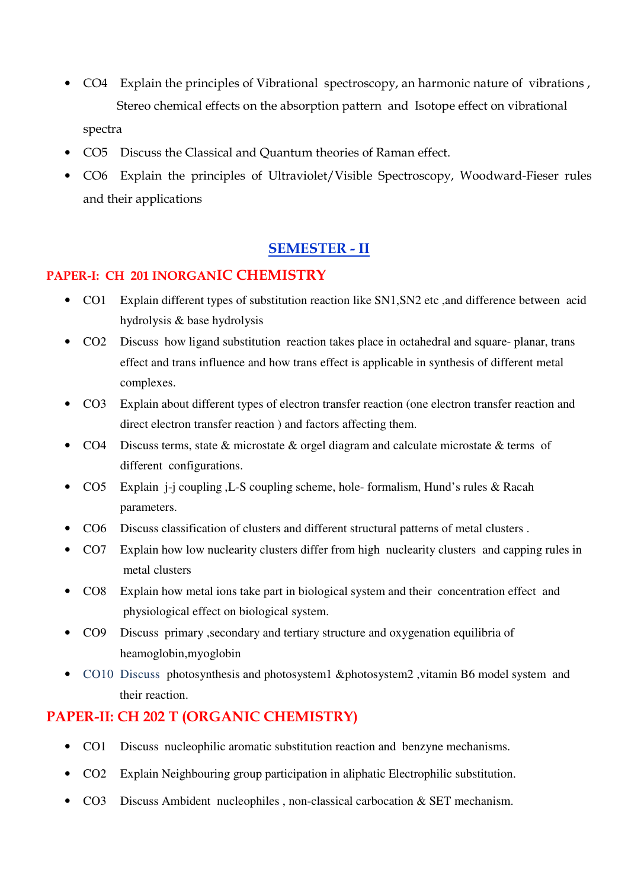- CO4 Explain the principles of Vibrational spectroscopy, an harmonic nature of vibrations , Stereo chemical effects on the absorption pattern and Isotope effect on vibrational spectra
- CO5 Discuss the Classical and Quantum theories of Raman effect.
- CO6 Explain the principles of Ultraviolet/Visible Spectroscopy, Woodward-Fieser rules and their applications

## SEMESTER - II

### PAPER-I: CH 201 INORGANIC CHEMISTRY

- CO1 Explain different types of substitution reaction like SN1,SN2 etc ,and difference between acid hydrolysis & base hydrolysis
- CO2 Discuss how ligand substitution reaction takes place in octahedral and square- planar, trans effect and trans influence and how trans effect is applicable in synthesis of different metal complexes.
- CO3 Explain about different types of electron transfer reaction (one electron transfer reaction and direct electron transfer reaction ) and factors affecting them.
- CO4 Discuss terms, state & microstate & orgel diagram and calculate microstate & terms of different configurations.
- CO5 Explain j-j coupling ,L-S coupling scheme, hole- formalism, Hund's rules & Racah parameters.
- CO6 Discuss classification of clusters and different structural patterns of metal clusters .
- CO7 Explain how low nuclearity clusters differ from high nuclearity clusters and capping rules in metal clusters
- CO8 Explain how metal ions take part in biological system and their concentration effect and physiological effect on biological system.
- CO9 Discuss primary ,secondary and tertiary structure and oxygenation equilibria of heamoglobin,myoglobin
- CO10 Discuss photosynthesis and photosystem1 &photosystem2 ,vitamin B6 model system and their reaction.

### PAPER-II: CH 202 T (ORGANIC CHEMISTRY)

- CO1 Discuss nucleophilic aromatic substitution reaction and benzyne mechanisms.
- CO2 Explain Neighbouring group participation in aliphatic Electrophilic substitution.
- CO3 Discuss Ambident nucleophiles , non-classical carbocation & SET mechanism.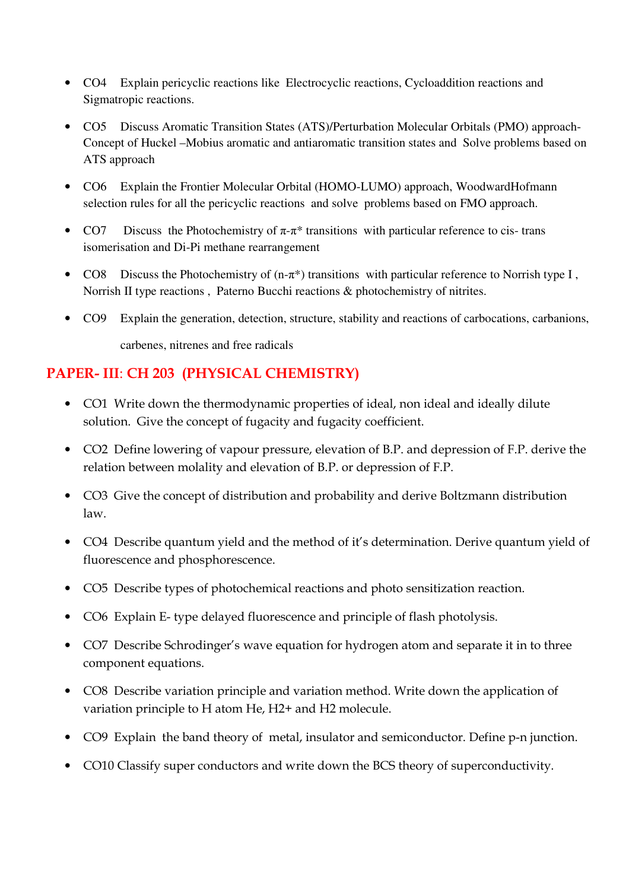- CO4 Explain pericyclic reactions like Electrocyclic reactions, Cycloaddition reactions and Sigmatropic reactions.
- CO5 Discuss Aromatic Transition States (ATS)/Perturbation Molecular Orbitals (PMO) approach-Concept of Huckel –Mobius aromatic and antiaromatic transition states and Solve problems based on ATS approach
- CO6 Explain the Frontier Molecular Orbital (HOMO-LUMO) approach, WoodwardHofmann selection rules for all the pericyclic reactions and solve problems based on FMO approach.
- CO7 Discuss the Photochemistry of $\pi$-$\pi^*$ transitions with particular reference to cis- trans isomerisation and Di-Pi methane rearrangement
- CO8 Discuss the Photochemistry of (n-$\pi^*$) transitions with particular reference to Norrish type I , Norrish II type reactions , Paterno Bucchi reactions & photochemistry of nitrites.
- CO9 Explain the generation, detection, structure, stability and reactions of carbocations, carbanions, carbenes, nitrenes and free radicals

## PAPER- III: CH 203 (PHYSICAL CHEMISTRY)

- CO1 Write down the thermodynamic properties of ideal, non ideal and ideally dilute solution. Give the concept of fugacity and fugacity coefficient.
- CO2 Define lowering of vapour pressure, elevation of B.P. and depression of F.P. derive the relation between molality and elevation of B.P. or depression of F.P.
- CO3 Give the concept of distribution and probability and derive Boltzmann distribution law.
- CO4 Describe quantum yield and the method of it's determination. Derive quantum yield of fluorescence and phosphorescence.
- CO5 Describe types of photochemical reactions and photo sensitization reaction.
- CO6 Explain E- type delayed fluorescence and principle of flash photolysis.
- CO7 Describe Schrodinger's wave equation for hydrogen atom and separate it in to three component equations.
- CO8 Describe variation principle and variation method. Write down the application of variation principle to H atom He, $H_2^+$ and $H_2$ molecule.
- CO9 Explain the band theory of metal, insulator and semiconductor. Define p-n junction.
- CO10 Classify super conductors and write down the BCS theory of superconductivity.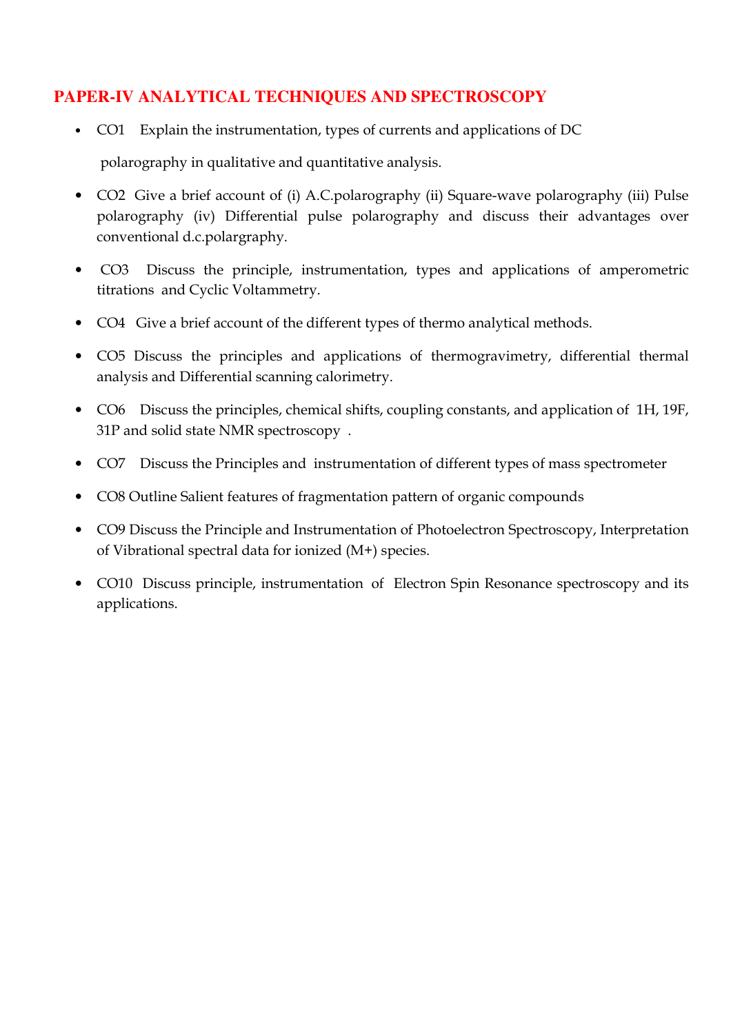## PAPER-IV ANALYTICAL TECHNIQUES AND SPECTROSCOPY

- CO1 Explain the instrumentation, types of currents and applications of DC polarography in qualitative and quantitative analysis.
- CO2 Give a brief account of (i) A.C.polarography (ii) Square-wave polarography (iii) Pulse polarography (iv) Differential pulse polarography and discuss their advantages over conventional d.c.polargraphy.
- CO3 Discuss the principle, instrumentation, types and applications of amperometric titrations and Cyclic Voltammetry.
- CO4 Give a brief account of the different types of thermo analytical methods.
- CO5 Discuss the principles and applications of thermogravimetry, differential thermal analysis and Differential scanning calorimetry.
- CO6 Discuss the principles, chemical shifts, coupling constants, and application of 1H, 19F, 31P and solid state NMR spectroscopy .
- CO7 Discuss the Principles and instrumentation of different types of mass spectrometer
- CO8 Outline Salient features of fragmentation pattern of organic compounds
- CO9 Discuss the Principle and Instrumentation of Photoelectron Spectroscopy, Interpretation of Vibrational spectral data for ionized (M+) species.
- CO10 Discuss principle, instrumentation of Electron Spin Resonance spectroscopy and its applications.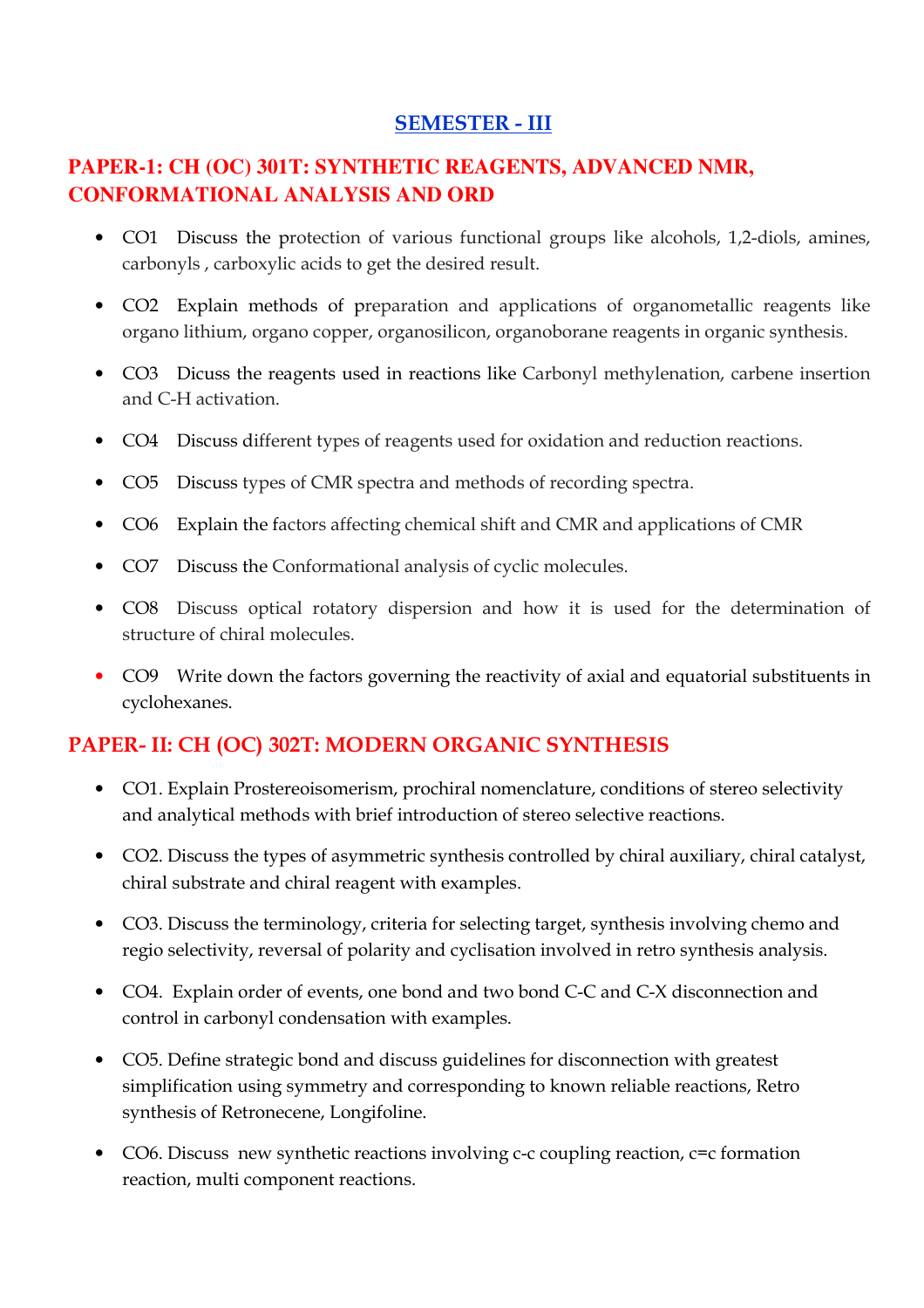## SEMESTER - III

### PAPER-1: CH (OC) 301T: SYNTHETIC REAGENTS, ADVANCED NMR, CONFORMATIONAL ANALYSIS AND ORD

- CO1 Discuss the protection of various functional groups like alcohols, 1,2-diols, amines, carbonyls , carboxylic acids to get the desired result.
- CO2 Explain methods of preparation and applications of organometallic reagents like organo lithium, organo copper, organosilicon, organoborane reagents in organic synthesis.
- CO3 Dicuss the reagents used in reactions like Carbonyl methylenation, carbene insertion and C-H activation.
- CO4 Discuss different types of reagents used for oxidation and reduction reactions.
- CO5 Discuss types of CMR spectra and methods of recording spectra.
- CO6 Explain the factors affecting chemical shift and CMR and applications of CMR
- CO7 Discuss the Conformational analysis of cyclic molecules.
- CO8 Discuss optical rotatory dispersion and how it is used for the determination of structure of chiral molecules.
- CO9 Write down the factors governing the reactivity of axial and equatorial substituents in cyclohexanes.

### PAPER- II: CH (OC) 302T: MODERN ORGANIC SYNTHESIS

- CO1. Explain Prostereoisomerism, prochiral nomenclature, conditions of stereo selectivity and analytical methods with brief introduction of stereo selective reactions.
- CO2. Discuss the types of asymmetric synthesis controlled by chiral auxiliary, chiral catalyst, chiral substrate and chiral reagent with examples.
- CO3. Discuss the terminology, criteria for selecting target, synthesis involving chemo and regio selectivity, reversal of polarity and cyclisation involved in retro synthesis analysis.
- CO4. Explain order of events, one bond and two bond C-C and C-X disconnection and control in carbonyl condensation with examples.
- CO5. Define strategic bond and discuss guidelines for disconnection with greatest simplification using symmetry and corresponding to known reliable reactions, Retro synthesis of Retronecene, Longifoline.
- CO6. Discuss new synthetic reactions involving c-c coupling reaction, c=c formation reaction, multi component reactions.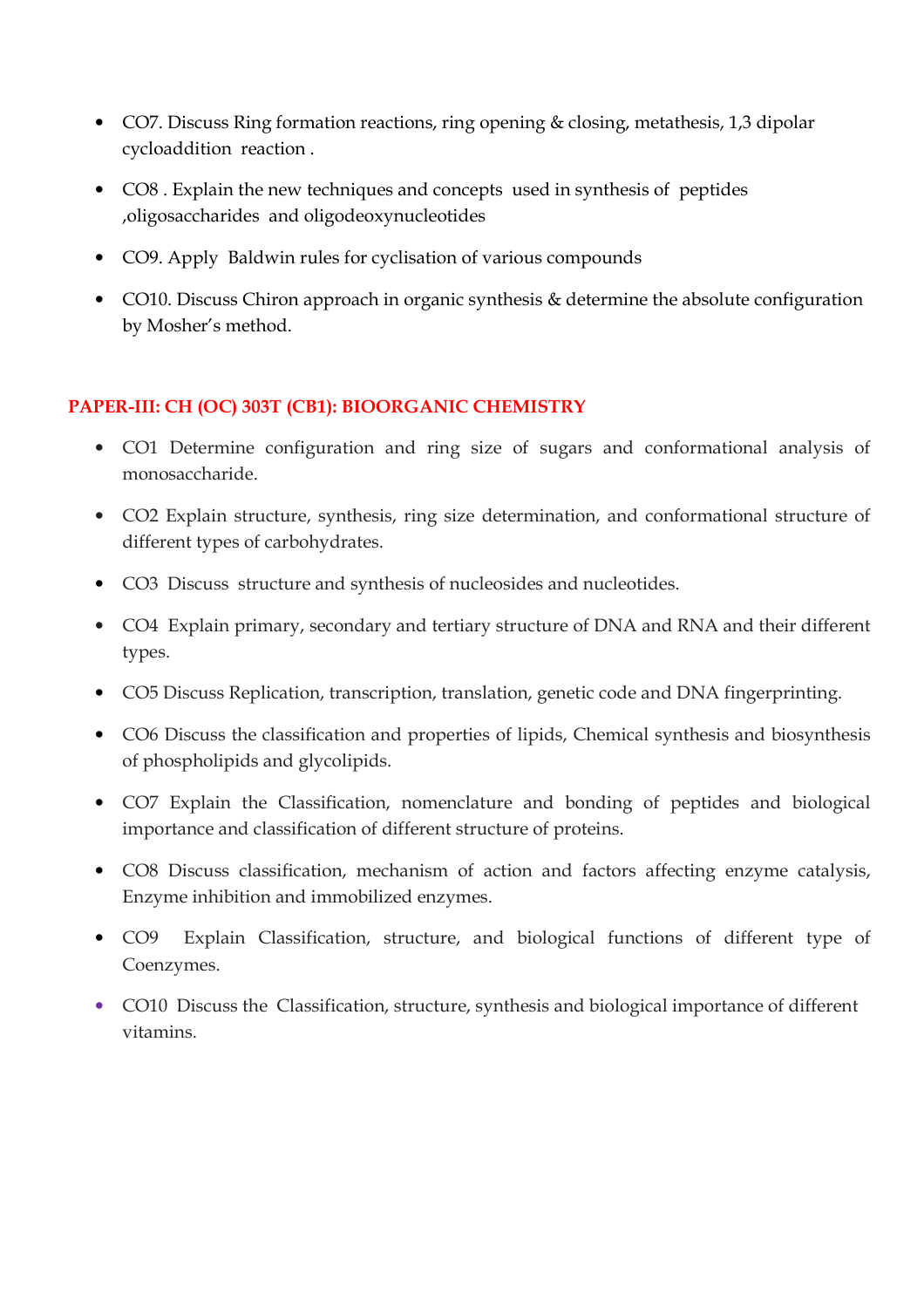- CO7. Discuss Ring formation reactions, ring opening & closing, metathesis, 1,3 dipolar cycloaddition reaction .
- CO8 . Explain the new techniques and concepts used in synthesis of peptides ,oligosaccharides and oligodeoxynucleotides
- CO9. Apply Baldwin rules for cyclisation of various compounds
- CO10. Discuss Chiron approach in organic synthesis & determine the absolute configuration by Mosher's method.

## PAPER-III: CH (OC) 303T (CB1): BIOORGANIC CHEMISTRY

- CO1 Determine configuration and ring size of sugars and conformational analysis of monosaccharide.
- CO2 Explain structure, synthesis, ring size determination, and conformational structure of different types of carbohydrates.
- CO3 Discuss structure and synthesis of nucleosides and nucleotides.
- CO4 Explain primary, secondary and tertiary structure of DNA and RNA and their different types.
- CO5 Discuss Replication, transcription, translation, genetic code and DNA fingerprinting.
- CO6 Discuss the classification and properties of lipids, Chemical synthesis and biosynthesis of phospholipids and glycolipids.
- CO7 Explain the Classification, nomenclature and bonding of peptides and biological importance and classification of different structure of proteins.
- CO8 Discuss classification, mechanism of action and factors affecting enzyme catalysis, Enzyme inhibition and immobilized enzymes.
- CO9 Explain Classification, structure, and biological functions of different type of Coenzymes.
- CO10 Discuss the Classification, structure, synthesis and biological importance of different vitamins.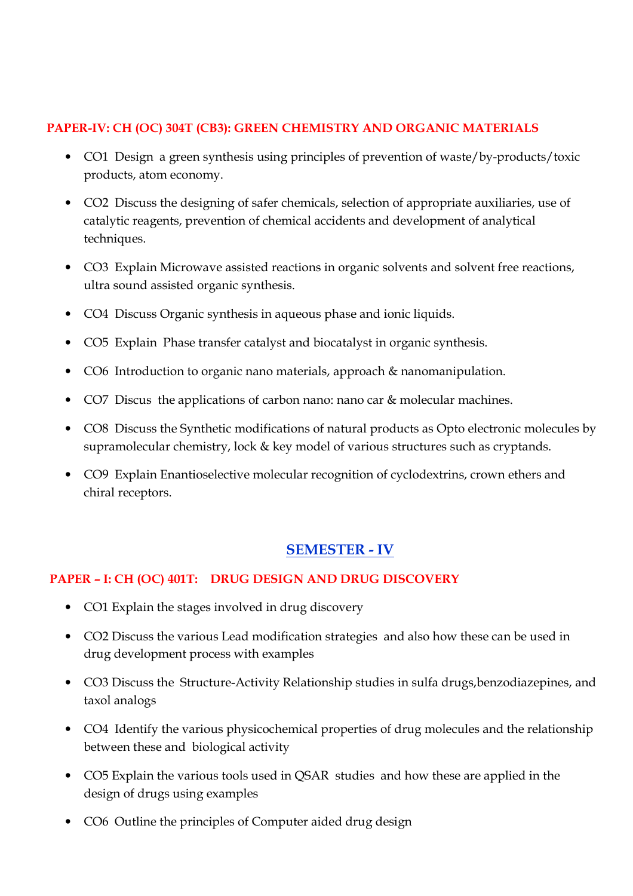### PAPER-IV: CH (OC) 304T (CB3): GREEN CHEMISTRY AND ORGANIC MATERIALS

- CO1 Design a green synthesis using principles of prevention of waste/by-products/toxic products, atom economy.
- CO2 Discuss the designing of safer chemicals, selection of appropriate auxiliaries, use of catalytic reagents, prevention of chemical accidents and development of analytical techniques.
- CO3 Explain Microwave assisted reactions in organic solvents and solvent free reactions, ultra sound assisted organic synthesis.
- CO4 Discuss Organic synthesis in aqueous phase and ionic liquids.
- CO5 Explain Phase transfer catalyst and biocatalyst in organic synthesis.
- CO6 Introduction to organic nano materials, approach & nanomanipulation.
- CO7 Discus the applications of carbon nano: nano car & molecular machines.
- CO8 Discuss the Synthetic modifications of natural products as Opto electronic molecules by supramolecular chemistry, lock & key model of various structures such as cryptands.
- CO9 Explain Enantioselective molecular recognition of cyclodextrins, crown ethers and chiral receptors.

## SEMESTER - IV

### PAPER – I: CH (OC) 401T: DRUG DESIGN AND DRUG DISCOVERY

- CO1 Explain the stages involved in drug discovery
- CO2 Discuss the various Lead modification strategies and also how these can be used in drug development process with examples
- CO3 Discuss the Structure-Activity Relationship studies in sulfa drugs,benzodiazepines, and taxol analogs
- CO4 Identify the various physicochemical properties of drug molecules and the relationship between these and biological activity
- CO5 Explain the various tools used in QSAR studies and how these are applied in the design of drugs using examples
- CO6 Outline the principles of Computer aided drug design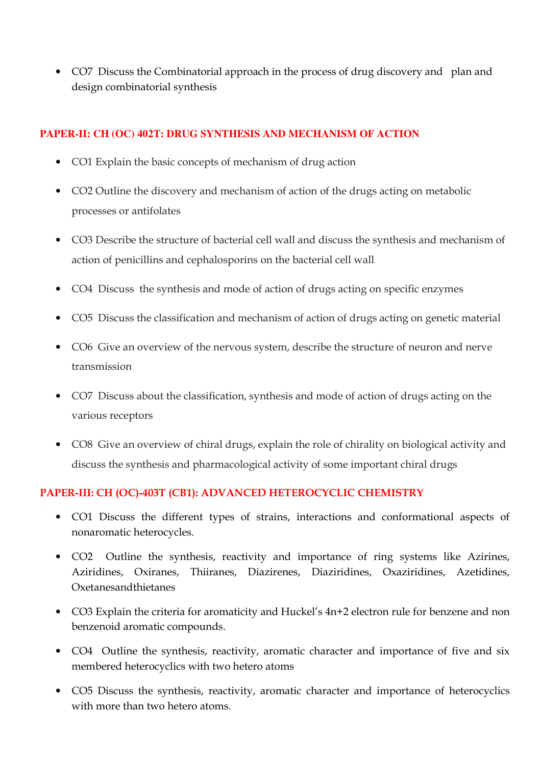- CO7 Discuss the Combinatorial approach in the process of drug discovery and plan and design combinatorial synthesis

### PAPER-II: CH (OC) 402T: DRUG SYNTHESIS AND MECHANISM OF ACTION

- CO1 Explain the basic concepts of mechanism of drug action
- CO2 Outline the discovery and mechanism of action of the drugs acting on metabolic processes or antifolates
- CO3 Describe the structure of bacterial cell wall and discuss the synthesis and mechanism of action of penicillins and cephalosporins on the bacterial cell wall
- CO4 Discuss the synthesis and mode of action of drugs acting on specific enzymes
- CO5 Discuss the classification and mechanism of action of drugs acting on genetic material
- CO6 Give an overview of the nervous system, describe the structure of neuron and nerve transmission
- CO7 Discuss about the classification, synthesis and mode of action of drugs acting on the various receptors
- CO8 Give an overview of chiral drugs, explain the role of chirality on biological activity and discuss the synthesis and pharmacological activity of some important chiral drugs

### PAPER-III: CH (OC)-403T (CB1): ADVANCED HETEROCYCLIC CHEMISTRY

- CO1 Discuss the different types of strains, interactions and conformational aspects of nonaromatic heterocycles.
- CO2 Outline the synthesis, reactivity and importance of ring systems like Azirines, Aziridines, Oxiranes, Thiiranes, Diazirenes, Diaziridines, Oxaziridines, Azetidines, Oxetanesandthietanes
- CO3 Explain the criteria for aromaticity and Huckel's 4n+2 electron rule for benzene and non benzenoid aromatic compounds.
- CO4 Outline the synthesis, reactivity, aromatic character and importance of five and six membered heterocyclics with two hetero atoms
- CO5 Discuss the synthesis, reactivity, aromatic character and importance of heterocyclics with more than two hetero atoms.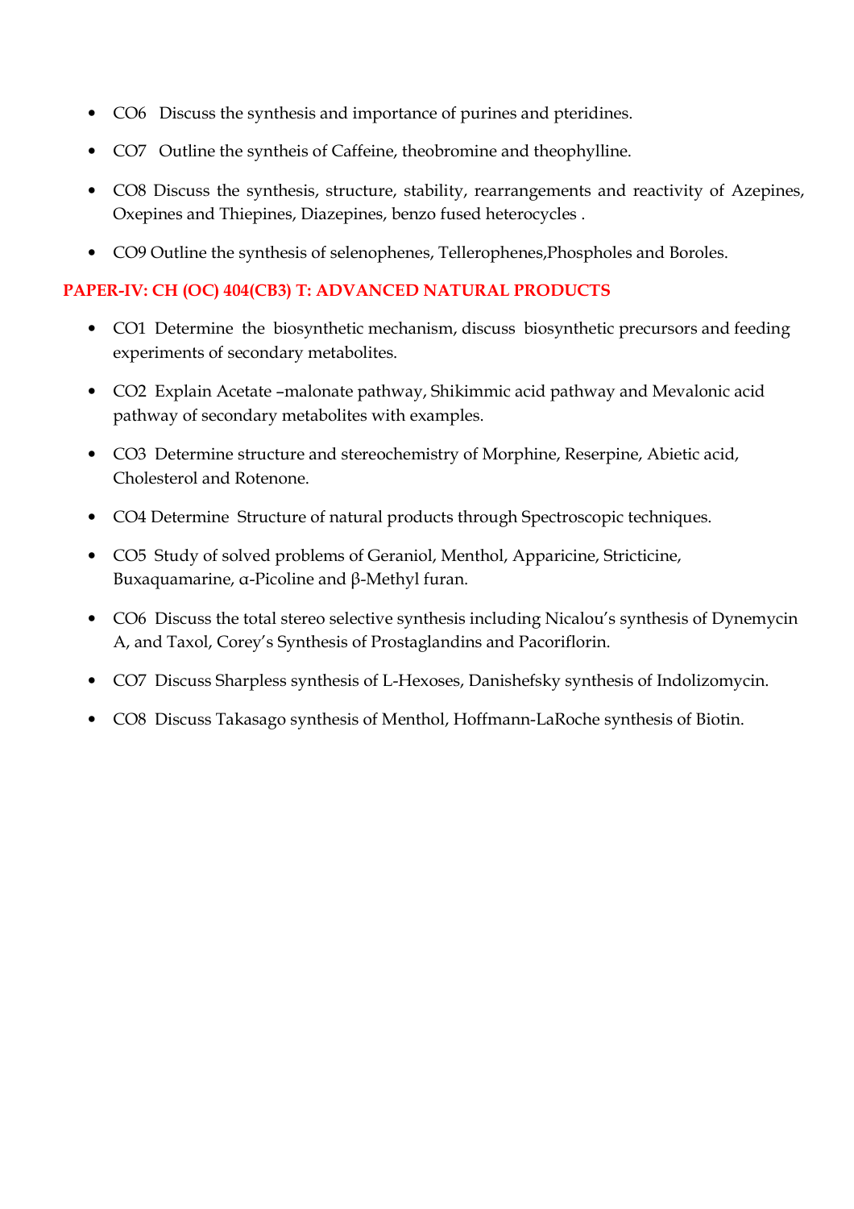- CO6 Discuss the synthesis and importance of purines and pteridines.
- CO7 Outline the syntheis of Caffeine, theobromine and theophylline.
- CO8 Discuss the synthesis, structure, stability, rearrangements and reactivity of Azepines, Oxepines and Thiepines, Diazepines, benzo fused heterocycles .
- CO9 Outline the synthesis of selenophenes, Tellerophenes,Phospholes and Boroles.

## PAPER-IV: CH (OC) 404(CB3) T: ADVANCED NATURAL PRODUCTS

- CO1 Determine the biosynthetic mechanism, discuss biosynthetic precursors and feeding experiments of secondary metabolites.
- CO2 Explain Acetate –malonate pathway, Shikimmic acid pathway and Mevalonic acid pathway of secondary metabolites with examples.
- CO3 Determine structure and stereochemistry of Morphine, Reserpine, Abietic acid, Cholesterol and Rotenone.
- CO4 Determine Structure of natural products through Spectroscopic techniques.
- CO5 Study of solved problems of Geraniol, Menthol, Apparicine, Stricticine, Buxaquamarine, α-Picoline and β-Methyl furan.
- CO6 Discuss the total stereo selective synthesis including Nicalou's synthesis of Dynemycin A, and Taxol, Corey's Synthesis of Prostaglandins and Pacoriflorin.
- CO7 Discuss Sharpless synthesis of L-Hexoses, Danishefsky synthesis of Indolizomycin.
- CO8 Discuss Takasago synthesis of Menthol, Hoffmann-LaRoche synthesis of Biotin.